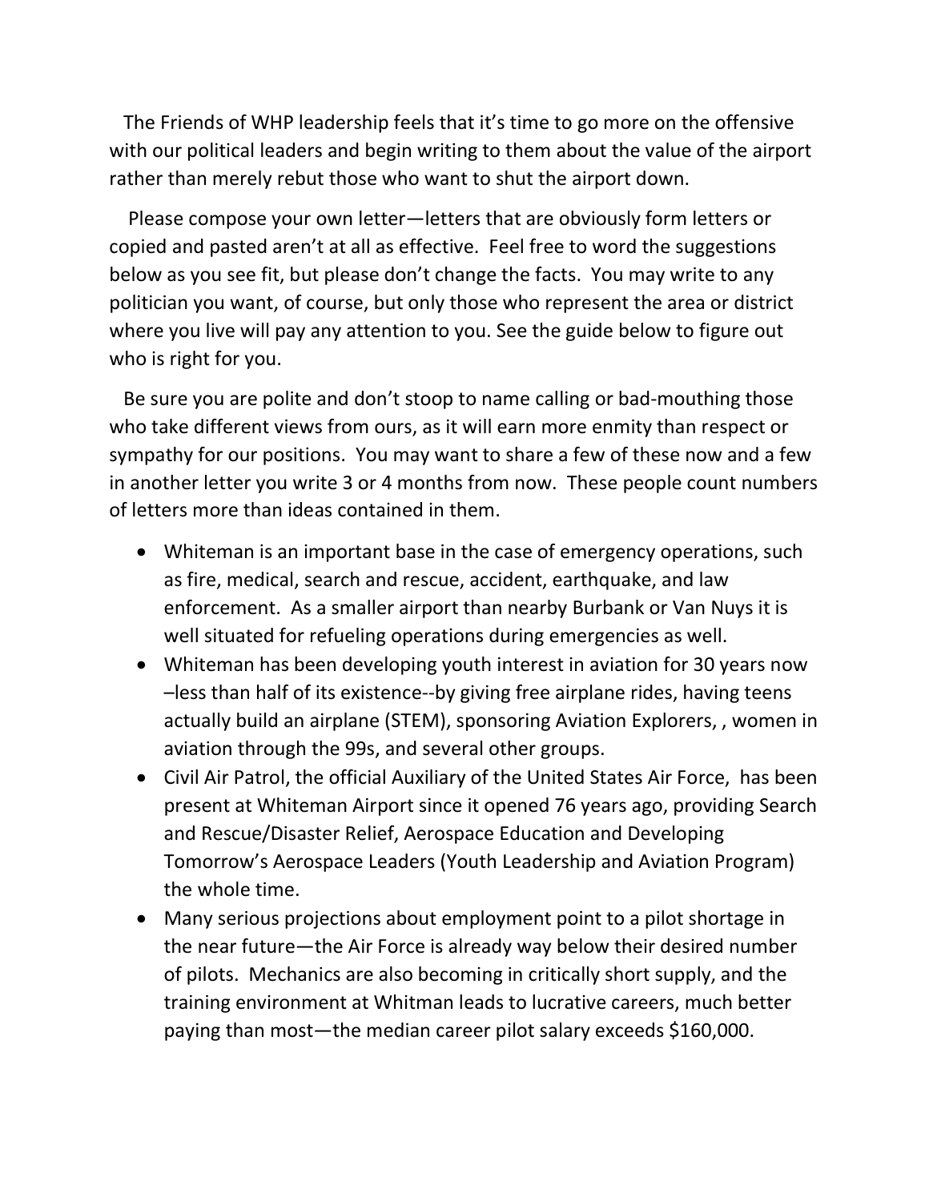The Friends of WHP leadership feels that it's time to go more on the offensive with our political leaders and begin writing to them about the value of the airport rather than merely rebut those who want to shut the airport down.

Please compose your own letter—letters that are obviously form letters or copied and pasted aren't at all as effective. Feel free to word the suggestions below as you see fit, but please don't change the facts. You may write to any politician you want, of course, but only those who represent the area or district where you live will pay any attention to you. See the guide below to figure out who is right for you.

Be sure you are polite and don't stoop to name calling or bad-mouthing those who take different views from ours, as it will earn more enmity than respect or sympathy for our positions. You may want to share a few of these now and a few in another letter you write 3 or 4 months from now. These people count numbers of letters more than ideas contained in them.

- Whiteman is an important base in the case of emergency operations, such as fire, medical, search and rescue, accident, earthquake, and law enforcement. As a smaller airport than nearby Burbank or Van Nuys it is well situated for refueling operations during emergencies as well.
- Whiteman has been developing youth interest in aviation for 30 years now –less than half of its existence--by giving free airplane rides, having teens actually build an airplane (STEM), sponsoring Aviation Explorers, , women in aviation through the 99s, and several other groups.
- Civil Air Patrol, the official Auxiliary of the United States Air Force, has been present at Whiteman Airport since it opened 76 years ago, providing Search and Rescue/Disaster Relief, Aerospace Education and Developing Tomorrow's Aerospace Leaders (Youth Leadership and Aviation Program) the whole time.
- Many serious projections about employment point to a pilot shortage in the near future—the Air Force is already way below their desired number of pilots. Mechanics are also becoming in critically short supply, and the training environment at Whitman leads to lucrative careers, much better paying than most—the median career pilot salary exceeds $160,000.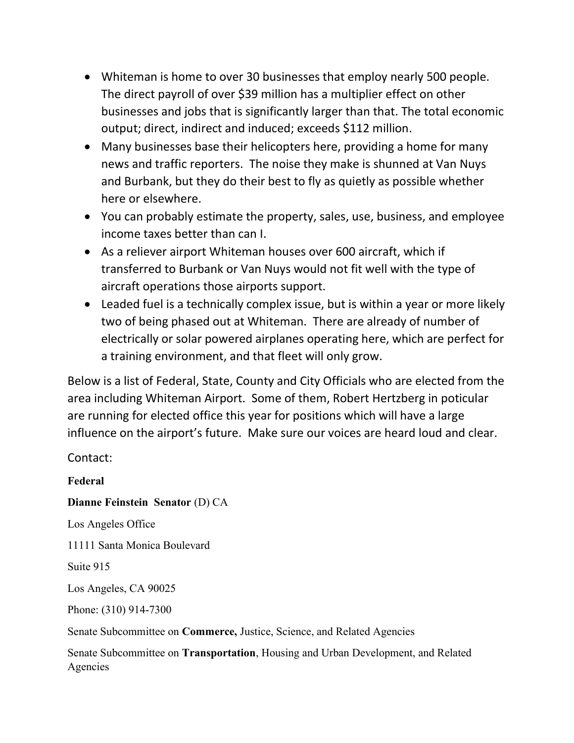- Whiteman is home to over 30 businesses that employ nearly 500 people. The direct payroll of over $39 million has a multiplier effect on other businesses and jobs that is significantly larger than that. The total economic output; direct, indirect and induced; exceeds $112 million.
- Many businesses base their helicopters here, providing a home for many news and traffic reporters. The noise they make is shunned at Van Nuys and Burbank, but they do their best to fly as quietly as possible whether here or elsewhere.
- You can probably estimate the property, sales, use, business, and employee income taxes better than can I.
- As a reliever airport Whiteman houses over 600 aircraft, which if transferred to Burbank or Van Nuys would not fit well with the type of aircraft operations those airports support.
- Leaded fuel is a technically complex issue, but is within a year or more likely two of being phased out at Whiteman. There are already of number of electrically or solar powered airplanes operating here, which are perfect for a training environment, and that fleet will only grow.

Below is a list of Federal, State, County and City Officials who are elected from the area including Whiteman Airport. Some of them, Robert Hertzberg in poticular are running for elected office this year for positions which will have a large influence on the airport's future. Make sure our voices are heard loud and clear.

Contact:

**Federal**

**Dianne Feinstein Senator** (D) CA

Los Angeles Office

11111 Santa Monica Boulevard

Suite 915

Los Angeles, CA 90025

Phone: (310) 914-7300

Senate Subcommittee on **Commerce,** Justice, Science, and Related Agencies

Senate Subcommittee on **Transportation**, Housing and Urban Development, and Related Agencies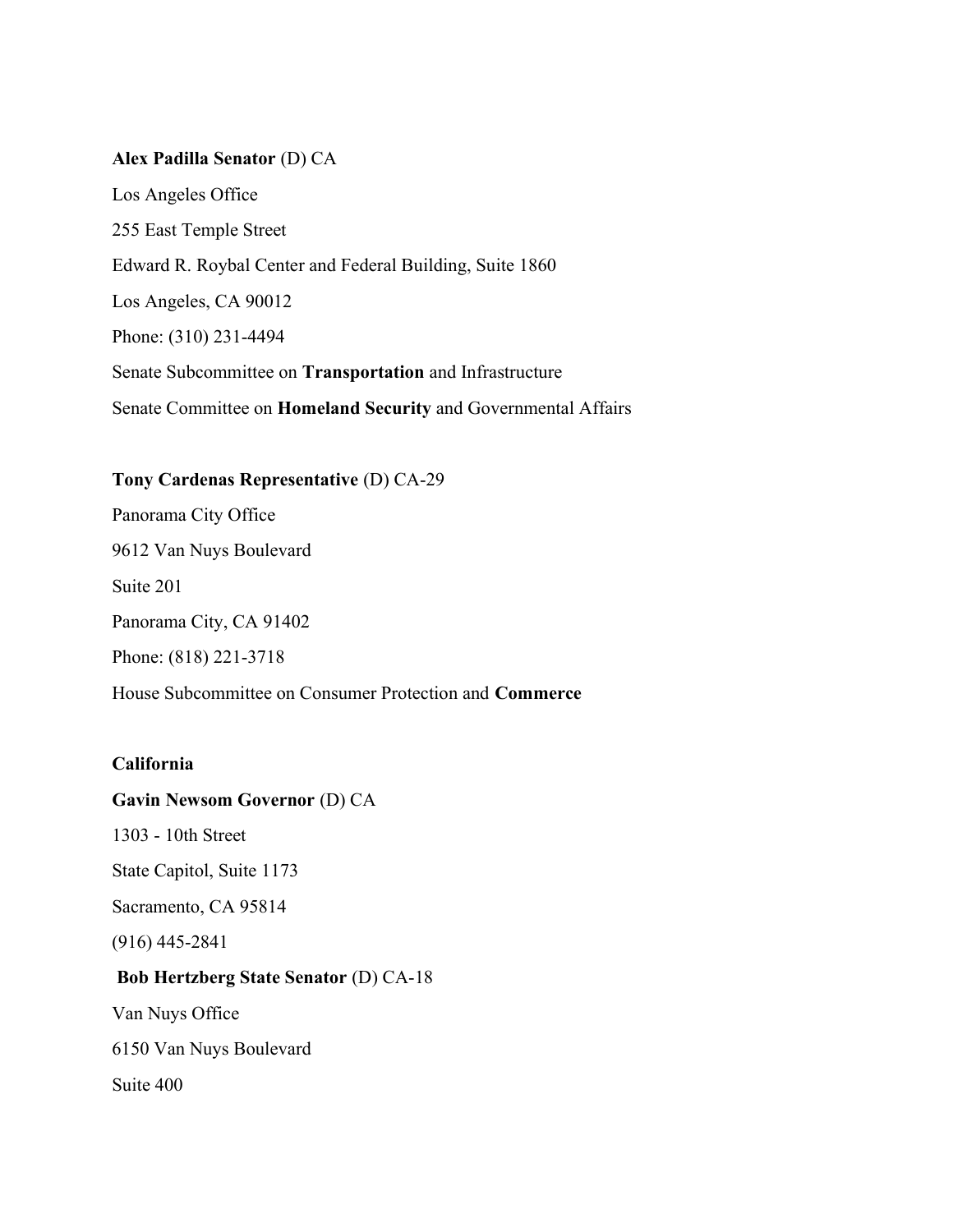**Alex Padilla Senator** (D) CA

Los Angeles Office

255 East Temple Street

Edward R. Roybal Center and Federal Building, Suite 1860

Los Angeles, CA 90012

Phone: (310) 231-4494

Senate Subcommittee on **Transportation** and Infrastructure

Senate Committee on **Homeland Security** and Governmental Affairs

**Tony Cardenas Representative** (D) CA-29

Panorama City Office

9612 Van Nuys Boulevard

Suite 201

Panorama City, CA 91402

Phone: (818) 221-3718

House Subcommittee on Consumer Protection and **Commerce**

**California**

**Gavin Newsom Governor** (D) CA

1303 - 10th Street

State Capitol, Suite 1173

Sacramento, CA 95814

(916) 445-2841

**Bob Hertzberg State Senator** (D) CA-18

Van Nuys Office

6150 Van Nuys Boulevard

Suite 400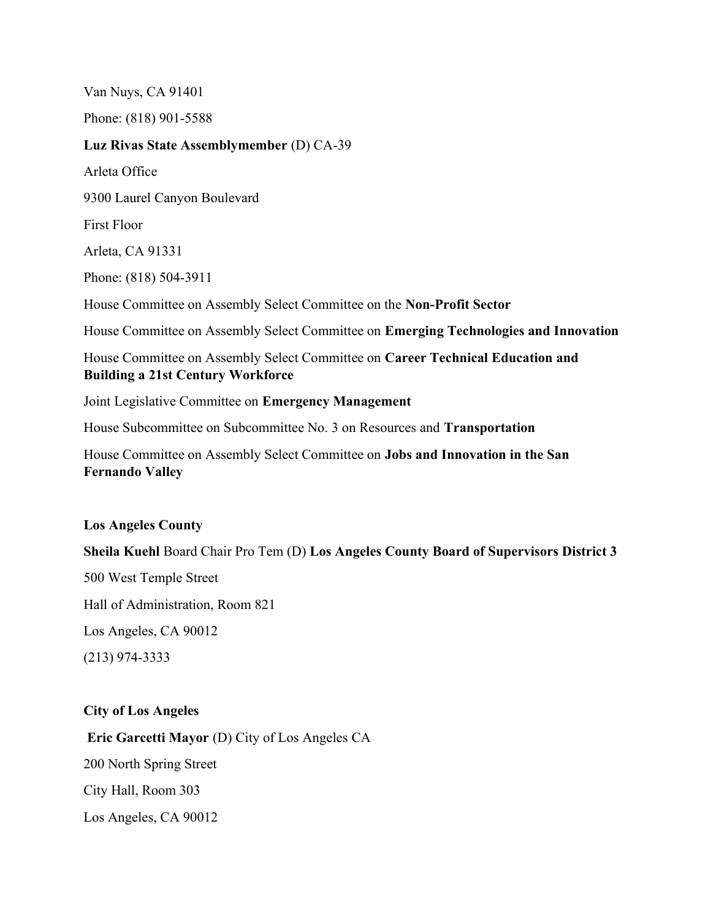Van Nuys, CA 91401

Phone: (818) 901-5588

**Luz Rivas State Assemblymember** (D) CA-39

Arleta Office

9300 Laurel Canyon Boulevard

First Floor

Arleta, CA 91331

Phone: (818) 504-3911

House Committee on Assembly Select Committee on the **Non-Profit Sector**

House Committee on Assembly Select Committee on **Emerging Technologies and Innovation**

House Committee on Assembly Select Committee on **Career Technical Education and Building a 21st Century Workforce**

Joint Legislative Committee on **Emergency Management**

House Subcommittee on Subcommittee No. 3 on Resources and **Transportation**

House Committee on Assembly Select Committee on **Jobs and Innovation in the San Fernando Valley**

**Los Angeles County**

**Sheila Kuehl** Board Chair Pro Tem (D) **Los Angeles County Board of Supervisors District 3**

500 West Temple Street

Hall of Administration, Room 821

Los Angeles, CA 90012

(213) 974-3333

**City of Los Angeles**

**Eric Garcetti Mayor** (D) City of Los Angeles CA

200 North Spring Street

City Hall, Room 303

Los Angeles, CA 90012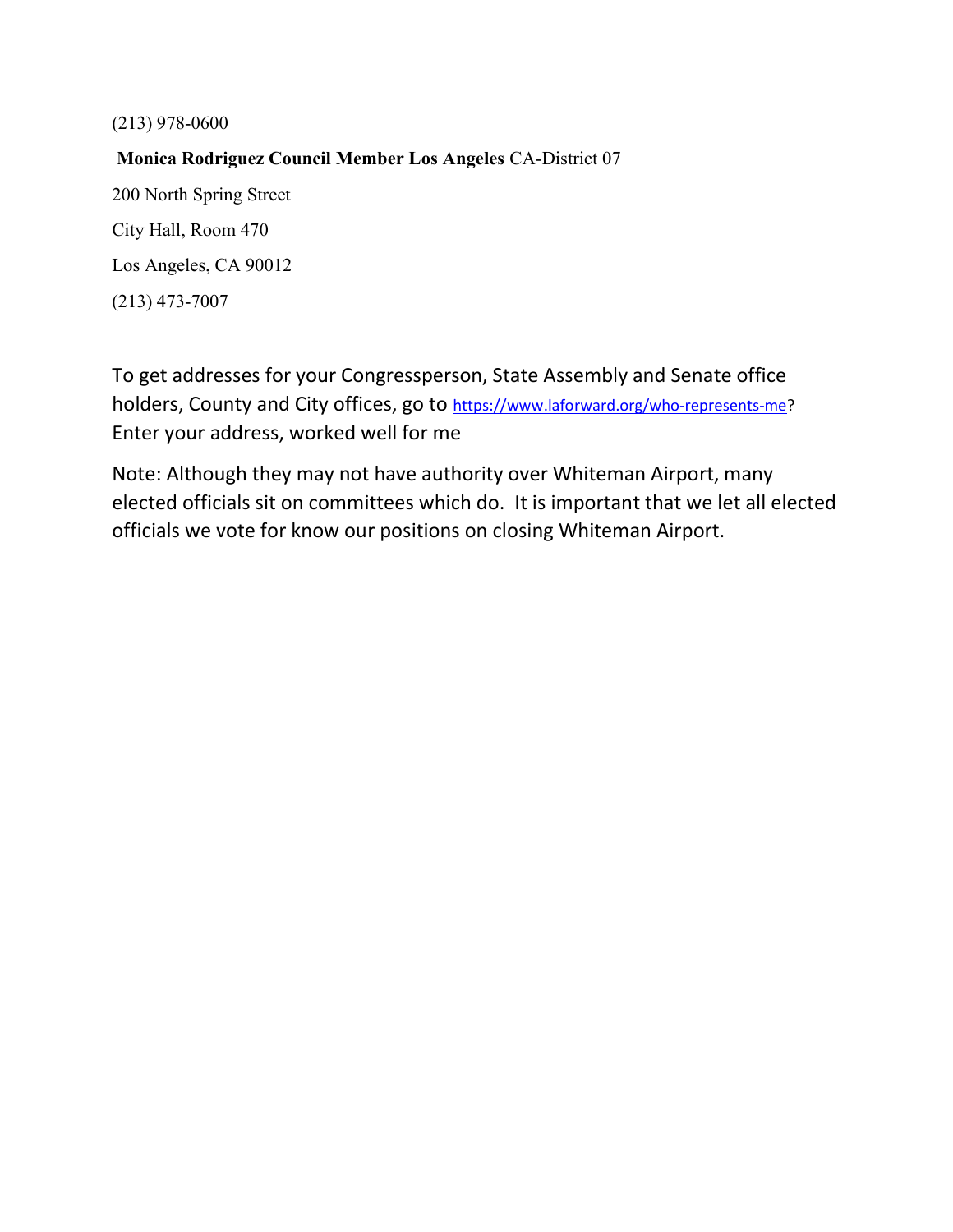(213) 978-0600

**Monica Rodriguez Council Member Los Angeles** CA-District 07

200 North Spring Street

City Hall, Room 470

Los Angeles, CA 90012

(213) 473-7007

To get addresses for your Congressperson, State Assembly and Senate office holders, County and City offices, go to https://www.laforward.org/who-represents-me? Enter your address, worked well for me

Note: Although they may not have authority over Whiteman Airport, many elected officials sit on committees which do. It is important that we let all elected officials we vote for know our positions on closing Whiteman Airport.